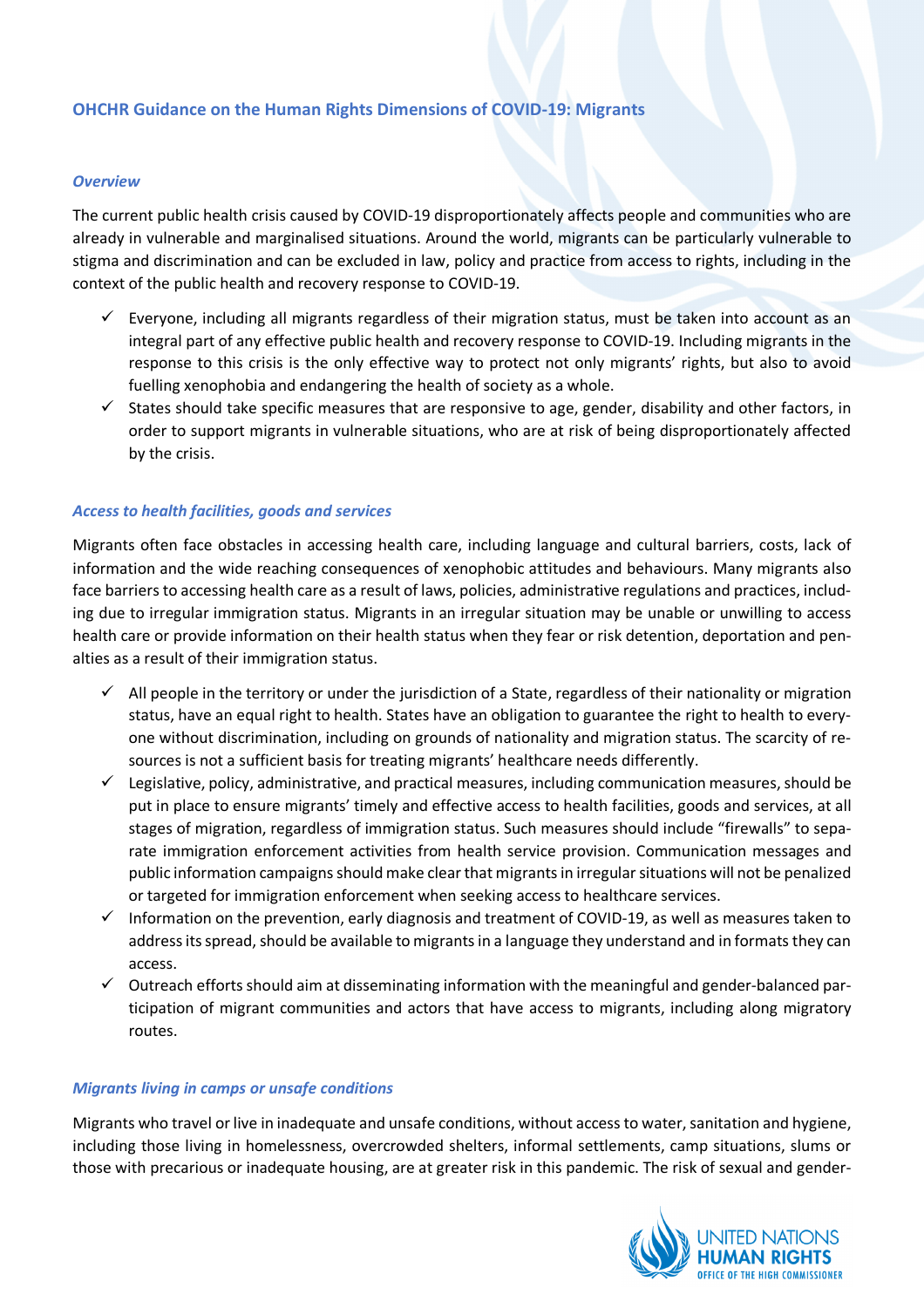## OHCHR Guidance on the Human Rights Dimensions of COVID-19: Migrants

### *Overview*

The current public health crisis caused by COVID-19 disproportionately affects people and communities who are already in vulnerable and marginalised situations. Around the world, migrants can be particularly vulnerable to stigma and discrimination and can be excluded in law, policy and practice from access to rights, including in the context of the public health and recovery response to COVID-19.

- ✓ Everyone, including all migrants regardless of their migration status, must be taken into account as an integral part of any effective public health and recovery response to COVID-19. Including migrants in the response to this crisis is the only effective way to protect not only migrants' rights, but also to avoid fuelling xenophobia and endangering the health of society as a whole.
- ✓ States should take specific measures that are responsive to age, gender, disability and other factors, in order to support migrants in vulnerable situations, who are at risk of being disproportionately affected by the crisis.

### *Access to health facilities, goods and services*

Migrants often face obstacles in accessing health care, including language and cultural barriers, costs, lack of information and the wide reaching consequences of xenophobic attitudes and behaviours. Many migrants also face barriers to accessing health care as a result of laws, policies, administrative regulations and practices, including due to irregular immigration status. Migrants in an irregular situation may be unable or unwilling to access health care or provide information on their health status when they fear or risk detention, deportation and penalties as a result of their immigration status.

- ✓ All people in the territory or under the jurisdiction of a State, regardless of their nationality or migration status, have an equal right to health. States have an obligation to guarantee the right to health to everyone without discrimination, including on grounds of nationality and migration status. The scarcity of resources is not a sufficient basis for treating migrants' healthcare needs differently.
- ✓ Legislative, policy, administrative, and practical measures, including communication measures, should be put in place to ensure migrants' timely and effective access to health facilities, goods and services, at all stages of migration, regardless of immigration status. Such measures should include "firewalls" to separate immigration enforcement activities from health service provision. Communication messages and public information campaigns should make clear that migrants in irregular situations will not be penalized or targeted for immigration enforcement when seeking access to healthcare services.
- ✓ Information on the prevention, early diagnosis and treatment of COVID-19, as well as measures taken to address its spread, should be available to migrants in a language they understand and in formats they can access.
- ✓ Outreach efforts should aim at disseminating information with the meaningful and gender-balanced participation of migrant communities and actors that have access to migrants, including along migratory routes.

### *Migrants living in camps or unsafe conditions*

Migrants who travel or live in inadequate and unsafe conditions, without access to water, sanitation and hygiene, including those living in homelessness, overcrowded shelters, informal settlements, camp situations, slums or those with precarious or inadequate housing, are at greater risk in this pandemic. The risk of sexual and gender-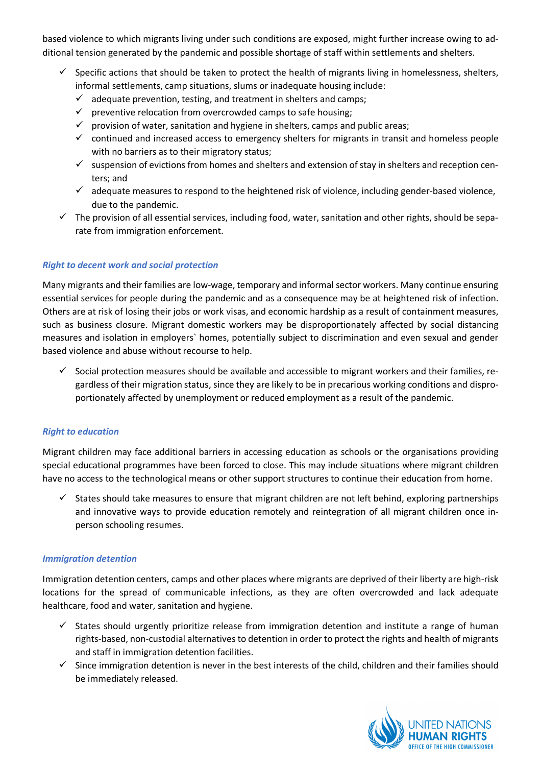based violence to which migrants living under such conditions are exposed, might further increase owing to additional tension generated by the pandemic and possible shortage of staff within settlements and shelters.

- ✓ Specific actions that should be taken to protect the health of migrants living in homelessness, shelters, informal settlements, camp situations, slums or inadequate housing include:
  - ✓ adequate prevention, testing, and treatment in shelters and camps;
  - ✓ preventive relocation from overcrowded camps to safe housing;
  - ✓ provision of water, sanitation and hygiene in shelters, camps and public areas;
  - ✓ continued and increased access to emergency shelters for migrants in transit and homeless people with no barriers as to their migratory status;
  - ✓ suspension of evictions from homes and shelters and extension of stay in shelters and reception centers; and
  - ✓ adequate measures to respond to the heightened risk of violence, including gender-based violence, due to the pandemic.
- ✓ The provision of all essential services, including food, water, sanitation and other rights, should be separate from immigration enforcement.

### *Right to decent work and social protection*

Many migrants and their families are low-wage, temporary and informal sector workers. Many continue ensuring essential services for people during the pandemic and as a consequence may be at heightened risk of infection. Others are at risk of losing their jobs or work visas, and economic hardship as a result of containment measures, such as business closure. Migrant domestic workers may be disproportionately affected by social distancing measures and isolation in employers` homes, potentially subject to discrimination and even sexual and gender based violence and abuse without recourse to help.

- ✓ Social protection measures should be available and accessible to migrant workers and their families, regardless of their migration status, since they are likely to be in precarious working conditions and disproportionately affected by unemployment or reduced employment as a result of the pandemic.

### *Right to education*

Migrant children may face additional barriers in accessing education as schools or the organisations providing special educational programmes have been forced to close. This may include situations where migrant children have no access to the technological means or other support structures to continue their education from home.

- ✓ States should take measures to ensure that migrant children are not left behind, exploring partnerships and innovative ways to provide education remotely and reintegration of all migrant children once in-person schooling resumes.

### *Immigration detention*

Immigration detention centers, camps and other places where migrants are deprived of their liberty are high-risk locations for the spread of communicable infections, as they are often overcrowded and lack adequate healthcare, food and water, sanitation and hygiene.

- ✓ States should urgently prioritize release from immigration detention and institute a range of human rights-based, non-custodial alternatives to detention in order to protect the rights and health of migrants and staff in immigration detention facilities.
- ✓ Since immigration detention is never in the best interests of the child, children and their families should be immediately released.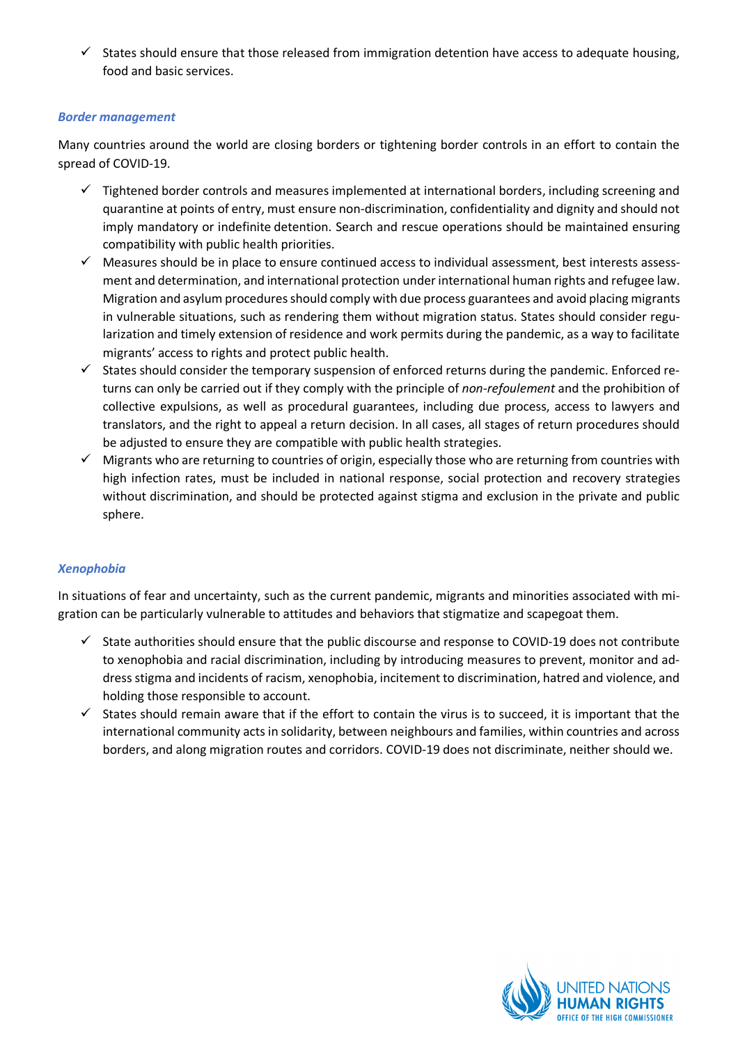- ✓ States should ensure that those released from immigration detention have access to adequate housing, food and basic services.

### *Border management*

Many countries around the world are closing borders or tightening border controls in an effort to contain the spread of COVID-19.

- ✓ Tightened border controls and measures implemented at international borders, including screening and quarantine at points of entry, must ensure non-discrimination, confidentiality and dignity and should not imply mandatory or indefinite detention. Search and rescue operations should be maintained ensuring compatibility with public health priorities.
- ✓ Measures should be in place to ensure continued access to individual assessment, best interests assessment and determination, and international protection under international human rights and refugee law. Migration and asylum procedures should comply with due process guarantees and avoid placing migrants in vulnerable situations, such as rendering them without migration status. States should consider regularization and timely extension of residence and work permits during the pandemic, as a way to facilitate migrants' access to rights and protect public health.
- ✓ States should consider the temporary suspension of enforced returns during the pandemic. Enforced returns can only be carried out if they comply with the principle of *non-refoulement* and the prohibition of collective expulsions, as well as procedural guarantees, including due process, access to lawyers and translators, and the right to appeal a return decision. In all cases, all stages of return procedures should be adjusted to ensure they are compatible with public health strategies.
- ✓ Migrants who are returning to countries of origin, especially those who are returning from countries with high infection rates, must be included in national response, social protection and recovery strategies without discrimination, and should be protected against stigma and exclusion in the private and public sphere.

### *Xenophobia*

In situations of fear and uncertainty, such as the current pandemic, migrants and minorities associated with migration can be particularly vulnerable to attitudes and behaviors that stigmatize and scapegoat them.

- ✓ State authorities should ensure that the public discourse and response to COVID-19 does not contribute to xenophobia and racial discrimination, including by introducing measures to prevent, monitor and address stigma and incidents of racism, xenophobia, incitement to discrimination, hatred and violence, and holding those responsible to account.
- ✓ States should remain aware that if the effort to contain the virus is to succeed, it is important that the international community acts in solidarity, between neighbours and families, within countries and across borders, and along migration routes and corridors. COVID-19 does not discriminate, neither should we.